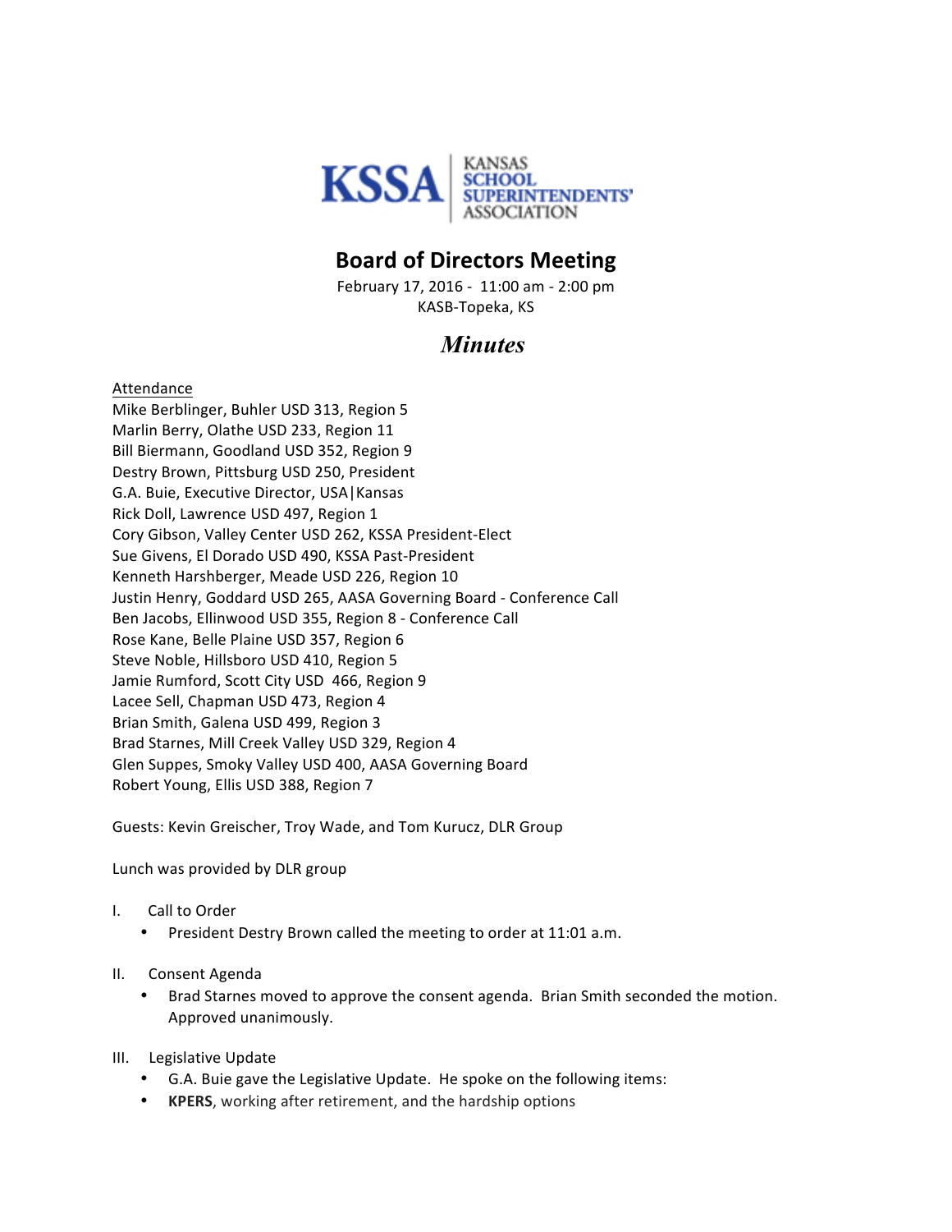KSSA | KANSAS SCHOOL SUPERINTENDENTS' ASSOCIATION

# Board of Directors Meeting

February 17, 2016 - 11:00 am - 2:00 pm
KASB-Topeka, KS

## *Minutes*

Attendance
Mike Berblinger, Buhler USD 313, Region 5
Marlin Berry, Olathe USD 233, Region 11
Bill Biermann, Goodland USD 352, Region 9
Destry Brown, Pittsburg USD 250, President
G.A. Buie, Executive Director, USA|Kansas
Rick Doll, Lawrence USD 497, Region 1
Cory Gibson, Valley Center USD 262, KSSA President-Elect
Sue Givens, El Dorado USD 490, KSSA Past-President
Kenneth Harshberger, Meade USD 226, Region 10
Justin Henry, Goddard USD 265, AASA Governing Board - Conference Call
Ben Jacobs, Ellinwood USD 355, Region 8 - Conference Call
Rose Kane, Belle Plaine USD 357, Region 6
Steve Noble, Hillsboro USD 410, Region 5
Jamie Rumford, Scott City USD 466, Region 9
Lacee Sell, Chapman USD 473, Region 4
Brian Smith, Galena USD 499, Region 3
Brad Starnes, Mill Creek Valley USD 329, Region 4
Glen Suppes, Smoky Valley USD 400, AASA Governing Board
Robert Young, Ellis USD 388, Region 7

Guests: Kevin Greischer, Troy Wade, and Tom Kurucz, DLR Group

Lunch was provided by DLR group

I. Call to Order
- President Destry Brown called the meeting to order at 11:01 a.m.

II. Consent Agenda
- Brad Starnes moved to approve the consent agenda. Brian Smith seconded the motion. Approved unanimously.

III. Legislative Update
- G.A. Buie gave the Legislative Update. He spoke on the following items:
- **KPERS**, working after retirement, and the hardship options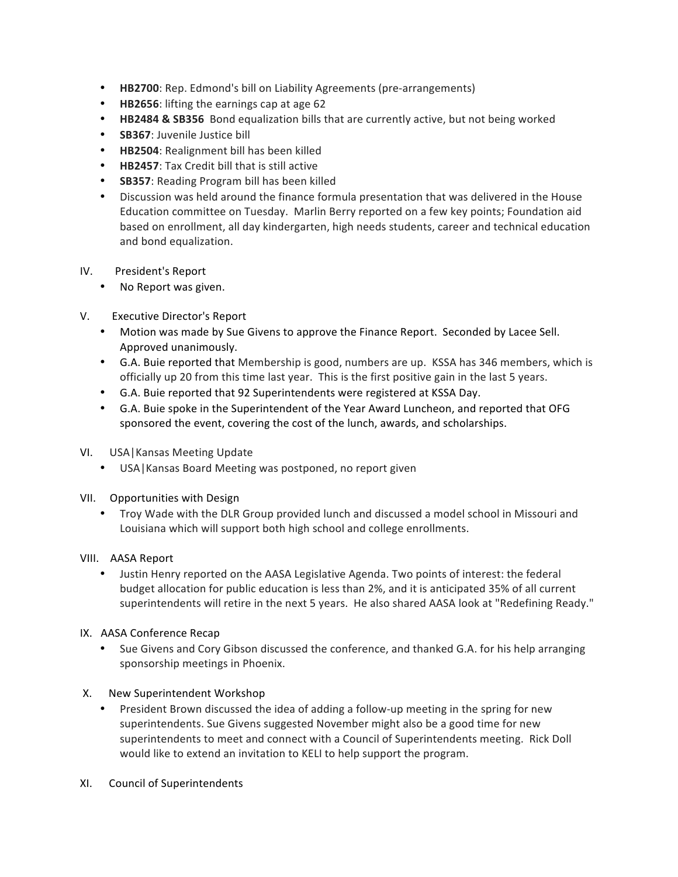- **HB2700**: Rep. Edmond's bill on Liability Agreements (pre-arrangements)
- **HB2656**: lifting the earnings cap at age 62
- **HB2484 & SB356** Bond equalization bills that are currently active, but not being worked
- **SB367**: Juvenile Justice bill
- **HB2504**: Realignment bill has been killed
- **HB2457**: Tax Credit bill that is still active
- **SB357**: Reading Program bill has been killed
- Discussion was held around the finance formula presentation that was delivered in the House Education committee on Tuesday. Marlin Berry reported on a few key points; Foundation aid based on enrollment, all day kindergarten, high needs students, career and technical education and bond equalization.

IV. President's Report

- No Report was given.

V. Executive Director's Report

- Motion was made by Sue Givens to approve the Finance Report. Seconded by Lacee Sell. Approved unanimously.
- G.A. Buie reported that Membership is good, numbers are up. KSSA has 346 members, which is officially up 20 from this time last year. This is the first positive gain in the last 5 years.
- G.A. Buie reported that 92 Superintendents were registered at KSSA Day.
- G.A. Buie spoke in the Superintendent of the Year Award Luncheon, and reported that OFG sponsored the event, covering the cost of the lunch, awards, and scholarships.

VI. USA|Kansas Meeting Update

- USA|Kansas Board Meeting was postponed, no report given

VII. Opportunities with Design

- Troy Wade with the DLR Group provided lunch and discussed a model school in Missouri and Louisiana which will support both high school and college enrollments.

VIII. AASA Report

- Justin Henry reported on the AASA Legislative Agenda. Two points of interest: the federal budget allocation for public education is less than 2%, and it is anticipated 35% of all current superintendents will retire in the next 5 years. He also shared AASA look at "Redefining Ready."

IX. AASA Conference Recap

- Sue Givens and Cory Gibson discussed the conference, and thanked G.A. for his help arranging sponsorship meetings in Phoenix.

X. New Superintendent Workshop

- President Brown discussed the idea of adding a follow-up meeting in the spring for new superintendents. Sue Givens suggested November might also be a good time for new superintendents to meet and connect with a Council of Superintendents meeting. Rick Doll would like to extend an invitation to KELI to help support the program.

XI. Council of Superintendents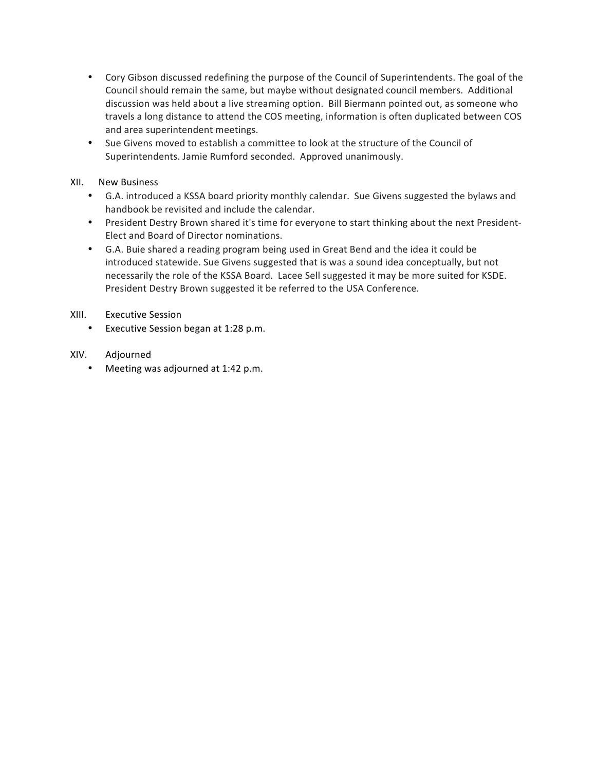- Cory Gibson discussed redefining the purpose of the Council of Superintendents. The goal of the Council should remain the same, but maybe without designated council members. Additional discussion was held about a live streaming option. Bill Biermann pointed out, as someone who travels a long distance to attend the COS meeting, information is often duplicated between COS and area superintendent meetings.
- Sue Givens moved to establish a committee to look at the structure of the Council of Superintendents. Jamie Rumford seconded. Approved unanimously.

XII. New Business

- G.A. introduced a KSSA board priority monthly calendar. Sue Givens suggested the bylaws and handbook be revisited and include the calendar.
- President Destry Brown shared it's time for everyone to start thinking about the next President-Elect and Board of Director nominations.
- G.A. Buie shared a reading program being used in Great Bend and the idea it could be introduced statewide. Sue Givens suggested that is was a sound idea conceptually, but not necessarily the role of the KSSA Board. Lacee Sell suggested it may be more suited for KSDE. President Destry Brown suggested it be referred to the USA Conference.

XIII. Executive Session

- Executive Session began at 1:28 p.m.

XIV. Adjourned

- Meeting was adjourned at 1:42 p.m.